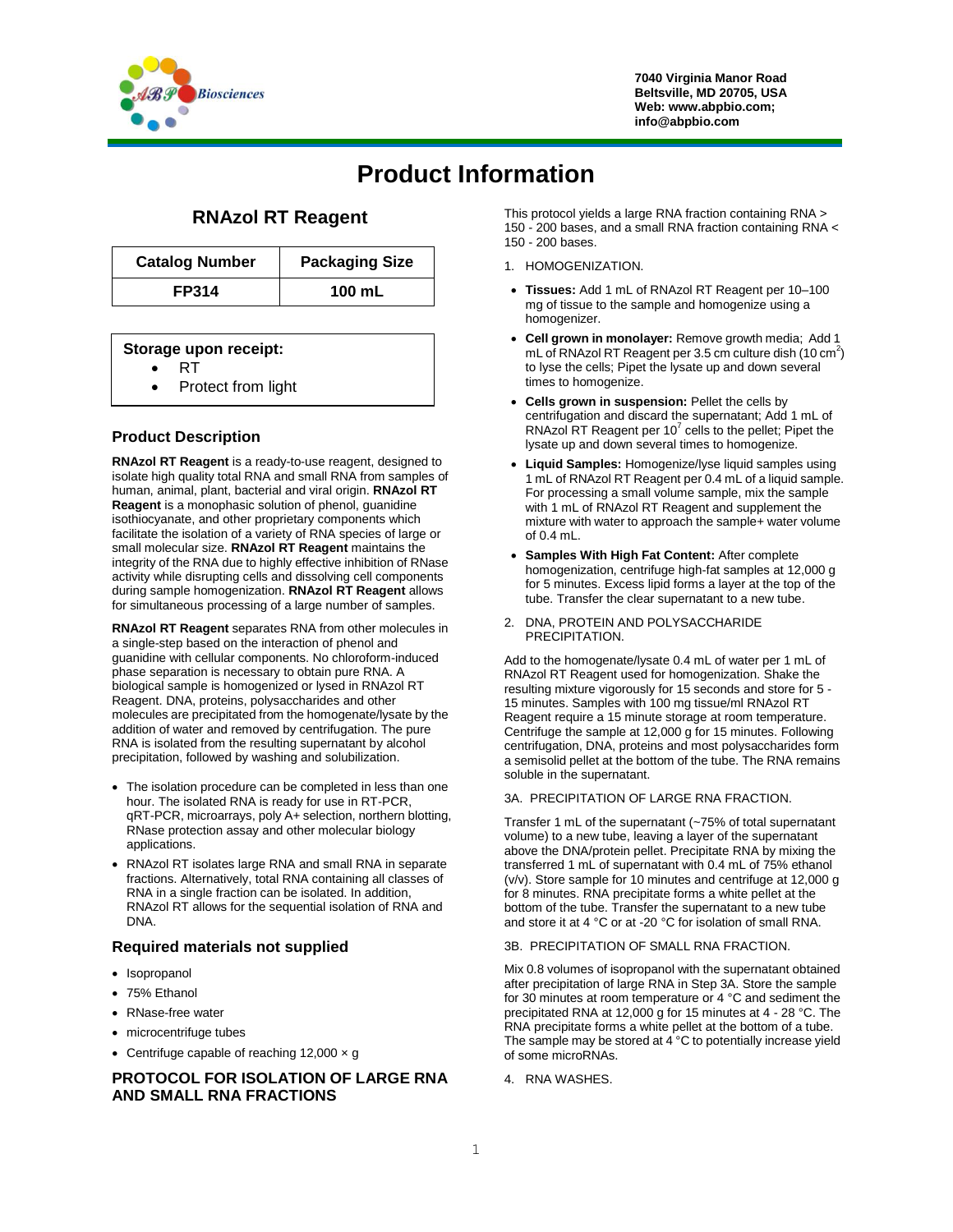7040 Virginia Manor Road
Beltsville, MD 20705, USA
Web: www.abpbio.com;
info@abpbio.com

# Product Information

## RNAzol RT Reagent

| Catalog Number | Packaging Size |
|---|---|
| FP314 | 100 mL |

**Storage upon receipt:**

- RT
- Protect from light

### Product Description

**RNAzol RT Reagent** is a ready-to-use reagent, designed to isolate high quality total RNA and small RNA from samples of human, animal, plant, bacterial and viral origin. **RNAzol RT Reagent** is a monophasic solution of phenol, guanidine isothiocyanate, and other proprietary components which facilitate the isolation of a variety of RNA species of large or small molecular size. **RNAzol RT Reagent** maintains the integrity of the RNA due to highly effective inhibition of RNase activity while disrupting cells and dissolving cell components during sample homogenization. **RNAzol RT Reagent** allows for simultaneous processing of a large number of samples.

**RNAzol RT Reagent** separates RNA from other molecules in a single-step based on the interaction of phenol and guanidine with cellular components. No chloroform-induced phase separation is necessary to obtain pure RNA. A biological sample is homogenized or lysed in RNAzol RT Reagent. DNA, proteins, polysaccharides and other molecules are precipitated from the homogenate/lysate by the addition of water and removed by centrifugation. The pure RNA is isolated from the resulting supernatant by alcohol precipitation, followed by washing and solubilization.

- The isolation procedure can be completed in less than one hour. The isolated RNA is ready for use in RT-PCR, qRT-PCR, microarrays, poly A+ selection, northern blotting, RNase protection assay and other molecular biology applications.
- RNAzol RT isolates large RNA and small RNA in separate fractions. Alternatively, total RNA containing all classes of RNA in a single fraction can be isolated. In addition, RNAzol RT allows for the sequential isolation of RNA and DNA.

### Required materials not supplied

- Isopropanol
- 75% Ethanol
- RNase-free water
- microcentrifuge tubes
- Centrifuge capable of reaching 12,000 × g

### PROTOCOL FOR ISOLATION OF LARGE RNA AND SMALL RNA FRACTIONS

This protocol yields a large RNA fraction containing RNA > 150 - 200 bases, and a small RNA fraction containing RNA < 150 - 200 bases.

1. HOMOGENIZATION.

- **Tissues:** Add 1 mL of RNAzol RT Reagent per 10–100 mg of tissue to the sample and homogenize using a homogenizer.
- **Cell grown in monolayer:** Remove growth media; Add 1 mL of RNAzol RT Reagent per 3.5 cm culture dish (10 $cm^2$) to lyse the cells; Pipet the lysate up and down several times to homogenize.
- **Cells grown in suspension:** Pellet the cells by centrifugation and discard the supernatant; Add 1 mL of RNAzol RT Reagent per $10^7$ cells to the pellet; Pipet the lysate up and down several times to homogenize.
- **Liquid Samples:** Homogenize/lyse liquid samples using 1 mL of RNAzol RT Reagent per 0.4 mL of a liquid sample. For processing a small volume sample, mix the sample with 1 mL of RNAzol RT Reagent and supplement the mixture with water to approach the sample+ water volume of 0.4 mL.
- **Samples With High Fat Content:** After complete homogenization, centrifuge high-fat samples at 12,000 g for 5 minutes. Excess lipid forms a layer at the top of the tube. Transfer the clear supernatant to a new tube.

2. DNA, PROTEIN AND POLYSACCHARIDE PRECIPITATION.

Add to the homogenate/lysate 0.4 mL of water per 1 mL of RNAzol RT Reagent used for homogenization. Shake the resulting mixture vigorously for 15 seconds and store for 5 - 15 minutes. Samples with 100 mg tissue/ml RNAzol RT Reagent require a 15 minute storage at room temperature. Centrifuge the sample at 12,000 g for 15 minutes. Following centrifugation, DNA, proteins and most polysaccharides form a semisolid pellet at the bottom of the tube. The RNA remains soluble in the supernatant.

3A. PRECIPITATION OF LARGE RNA FRACTION.

Transfer 1 mL of the supernatant (~75% of total supernatant volume) to a new tube, leaving a layer of the supernatant above the DNA/protein pellet. Precipitate RNA by mixing the transferred 1 mL of supernatant with 0.4 mL of 75% ethanol (v/v). Store sample for 10 minutes and centrifuge at 12,000 g for 8 minutes. RNA precipitate forms a white pellet at the bottom of the tube. Transfer the supernatant to a new tube and store it at 4 °C or at -20 °C for isolation of small RNA.

3B. PRECIPITATION OF SMALL RNA FRACTION.

Mix 0.8 volumes of isopropanol with the supernatant obtained after precipitation of large RNA in Step 3A. Store the sample for 30 minutes at room temperature or 4 °C and sediment the precipitated RNA at 12,000 g for 15 minutes at 4 - 28 °C. The RNA precipitate forms a white pellet at the bottom of a tube. The sample may be stored at 4 °C to potentially increase yield of some microRNAs.

4. RNA WASHES.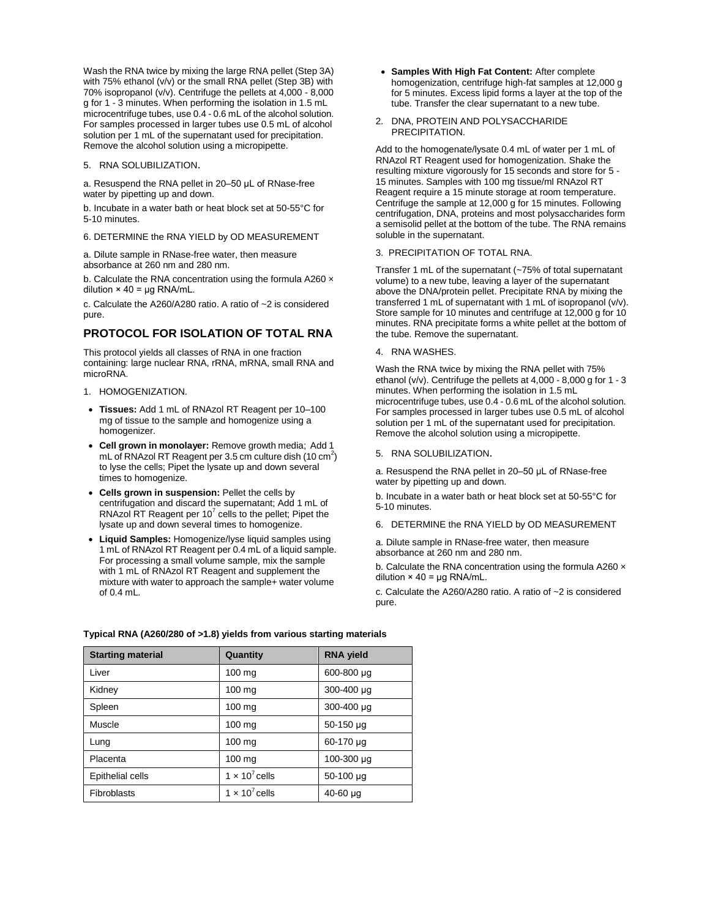Wash the RNA twice by mixing the large RNA pellet (Step 3A) with 75% ethanol (v/v) or the small RNA pellet (Step 3B) with 70% isopropanol (v/v). Centrifuge the pellets at 4,000 - 8,000 g for 1 - 3 minutes. When performing the isolation in 1.5 mL microcentrifuge tubes, use 0.4 - 0.6 mL of the alcohol solution. For samples processed in larger tubes use 0.5 mL of alcohol solution per 1 mL of the supernatant used for precipitation. Remove the alcohol solution using a micropipette.

5. RNA SOLUBILIZATION.

a. Resuspend the RNA pellet in 20–50 µL of RNase-free water by pipetting up and down.

b. Incubate in a water bath or heat block set at 50-55°C for 5-10 minutes.

6. DETERMINE the RNA YIELD by OD MEASUREMENT

a. Dilute sample in RNase-free water, then measure absorbance at 260 nm and 280 nm.

b. Calculate the RNA concentration using the formula A260 × dilution × 40 = µg RNA/mL.

c. Calculate the A260/A280 ratio. A ratio of ~2 is considered pure.

## PROTOCOL FOR ISOLATION OF TOTAL RNA

This protocol yields all classes of RNA in one fraction containing: large nuclear RNA, rRNA, mRNA, small RNA and microRNA.

1. HOMOGENIZATION.

- **Tissues:** Add 1 mL of RNAzol RT Reagent per 10–100 mg of tissue to the sample and homogenize using a homogenizer.
- **Cell grown in monolayer:** Remove growth media; Add 1 mL of RNAzol RT Reagent per 3.5 cm culture dish (10 $cm^2$) to lyse the cells; Pipet the lysate up and down several times to homogenize.
- **Cells grown in suspension:** Pellet the cells by centrifugation and discard the supernatant; Add 1 mL of RNAzol RT Reagent per $10^7$ cells to the pellet; Pipet the lysate up and down several times to homogenize.
- **Liquid Samples:** Homogenize/lyse liquid samples using 1 mL of RNAzol RT Reagent per 0.4 mL of a liquid sample. For processing a small volume sample, mix the sample with 1 mL of RNAzol RT Reagent and supplement the mixture with water to approach the sample+ water volume of 0.4 mL.
- **Samples With High Fat Content:** After complete homogenization, centrifuge high-fat samples at 12,000 g for 5 minutes. Excess lipid forms a layer at the top of the tube. Transfer the clear supernatant to a new tube.

2. DNA, PROTEIN AND POLYSACCHARIDE PRECIPITATION.

Add to the homogenate/lysate 0.4 mL of water per 1 mL of RNAzol RT Reagent used for homogenization. Shake the resulting mixture vigorously for 15 seconds and store for 5 - 15 minutes. Samples with 100 mg tissue/ml RNAzol RT Reagent require a 15 minute storage at room temperature. Centrifuge the sample at 12,000 g for 15 minutes. Following centrifugation, DNA, proteins and most polysaccharides form a semisolid pellet at the bottom of the tube. The RNA remains soluble in the supernatant.

3. PRECIPITATION OF TOTAL RNA.

Transfer 1 mL of the supernatant (~75% of total supernatant volume) to a new tube, leaving a layer of the supernatant above the DNA/protein pellet. Precipitate RNA by mixing the transferred 1 mL of supernatant with 1 mL of isopropanol (v/v). Store sample for 10 minutes and centrifuge at 12,000 g for 10 minutes. RNA precipitate forms a white pellet at the bottom of the tube. Remove the supernatant.

4. RNA WASHES.

Wash the RNA twice by mixing the RNA pellet with 75% ethanol (v/v). Centrifuge the pellets at 4,000 - 8,000 g for 1 - 3 minutes. When performing the isolation in 1.5 mL microcentrifuge tubes, use 0.4 - 0.6 mL of the alcohol solution. For samples processed in larger tubes use 0.5 mL of alcohol solution per 1 mL of the supernatant used for precipitation. Remove the alcohol solution using a micropipette.

5. RNA SOLUBILIZATION.

a. Resuspend the RNA pellet in 20–50 µL of RNase-free water by pipetting up and down.

b. Incubate in a water bath or heat block set at 50-55°C for 5-10 minutes.

6. DETERMINE the RNA YIELD by OD MEASUREMENT

a. Dilute sample in RNase-free water, then measure absorbance at 260 nm and 280 nm.

b. Calculate the RNA concentration using the formula A260 × dilution × 40 = µg RNA/mL.

c. Calculate the A260/A280 ratio. A ratio of ~2 is considered pure.

**Typical RNA (A260/280 of >1.8) yields from various starting materials**

| Starting material | Quantity | RNA yield |
|---|---|---|
| Liver | 100 mg | 600-800 µg |
| Kidney | 100 mg | 300-400 µg |
| Spleen | 100 mg | 300-400 µg |
| Muscle | 100 mg | 50-150 µg |
| Lung | 100 mg | 60-170 µg |
| Placenta | 100 mg | 100-300 µg |
| Epithelial cells | $1 \times 10^7$ cells | 50-100 µg |
| Fibroblasts | $1 \times 10^7$ cells | 40-60 µg |